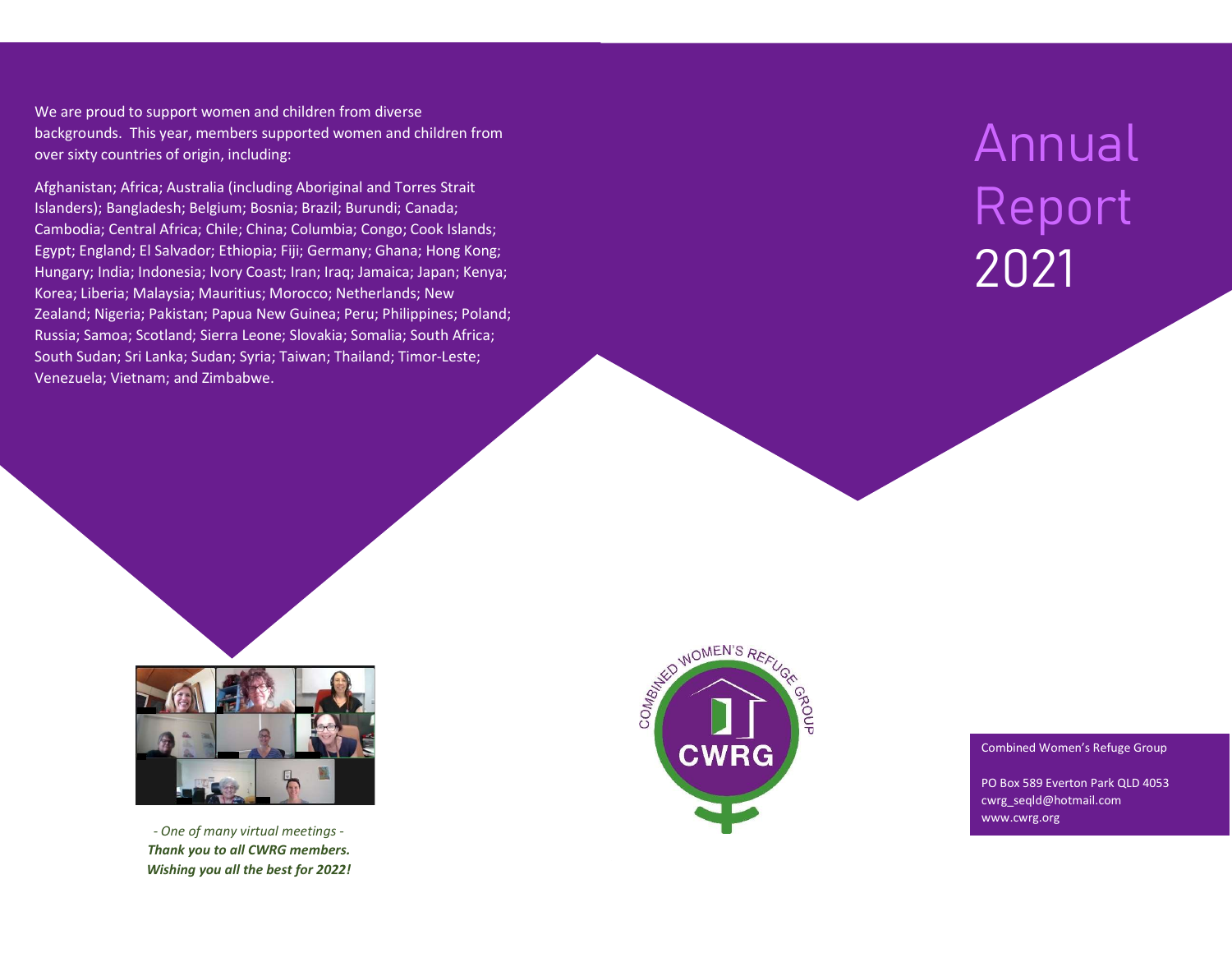We are proud to support women and children from diverse backgrounds. This year, members supported women and children from over sixty countries of origin, including:

Afghanistan; Africa; Australia (including Aboriginal and Torres Strait Islanders); Bangladesh; Belgium; Bosnia; Brazil; Burundi; Canada; Cambodia; Central Africa; Chile; China; Columbia; Congo; Cook Islands; Egypt; England; El Salvador; Ethiopia; Fiji; Germany; Ghana; Hong Kong; Hungary; India; Indonesia; Ivory Coast; Iran; Iraq; Jamaica; Japan; Kenya; Korea; Liberia; Malaysia; Mauritius; Morocco; Netherlands; New Zealand; Nigeria; Pakistan; Papua New Guinea; Peru; Philippines; Poland; Russia; Samoa; Scotland; Sierra Leone; Slovakia; Somalia; South Africa; South Sudan; Sri Lanka; Sudan; Syria; Taiwan; Thailand; Timor-Leste; Venezuela; Vietnam; and Zimbabwe.

*- One of many virtual meetings -*
***Thank you to all CWRG members.***
***Wishing you all the best for 2022!***

# Annual Report 2021

Combined Women's Refuge Group

PO Box 589 Everton Park QLD 4053
cwrg_seqld@hotmail.com
www.cwrg.org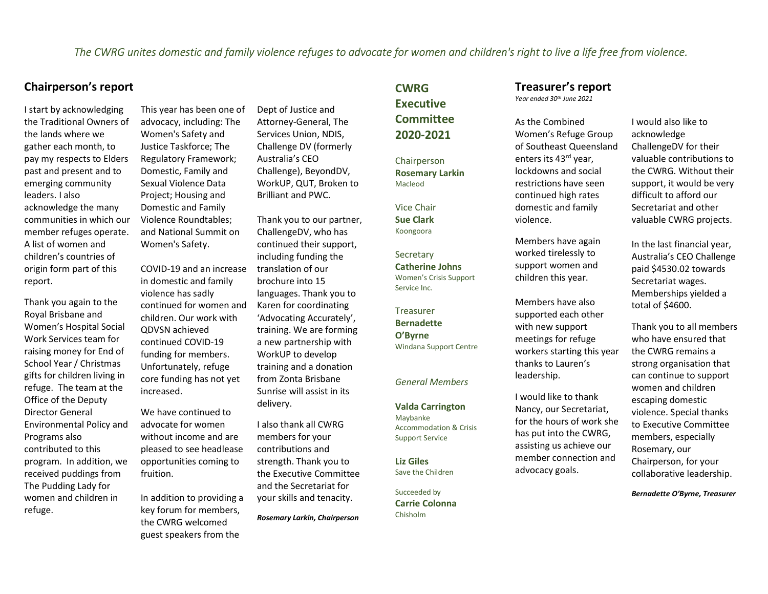*The CWRG unites domestic and family violence refuges to advocate for women and children's right to live a life free from violence.*

## Chairperson's report

I start by acknowledging the Traditional Owners of the lands where we gather each month, to pay my respects to Elders past and present and to emerging community leaders. I also acknowledge the many communities in which our member refuges operate. A list of women and children's countries of origin form part of this report.

Thank you again to the Royal Brisbane and Women's Hospital Social Work Services team for raising money for End of School Year / Christmas gifts for children living in refuge. The team at the Office of the Deputy Director General Environmental Policy and Programs also contributed to this program. In addition, we received puddings from The Pudding Lady for women and children in refuge.

This year has been one of advocacy, including: The Women's Safety and Justice Taskforce; The Regulatory Framework; Domestic, Family and Sexual Violence Data Project; Housing and Domestic and Family Violence Roundtables; and National Summit on Women's Safety.

COVID-19 and an increase in domestic and family violence has sadly continued for women and children. Our work with QDVSN achieved continued COVID-19 funding for members. Unfortunately, refuge core funding has not yet increased.

We have continued to advocate for women without income and are pleased to see headlease opportunities coming to fruition.

In addition to providing a key forum for members, the CWRG welcomed guest speakers from the Dept of Justice and Attorney-General, The Services Union, NDIS, Challenge DV (formerly Australia's CEO Challenge), BeyondDV, WorkUP, QUT, Broken to Brilliant and PWC.

Thank you to our partner, ChallengeDV, who has continued their support, including funding the translation of our brochure into 15 languages. Thank you to Karen for coordinating 'Advocating Accurately', training. We are forming a new partnership with WorkUP to develop training and a donation from Zonta Brisbane Sunrise will assist in its delivery.

I also thank all CWRG members for your contributions and strength. Thank you to the Executive Committee and the Secretariat for your skills and tenacity.

***Rosemary Larkin, Chairperson***

## CWRG Executive Committee 2020-2021

Chairperson
**Rosemary Larkin**
Macleod

Vice Chair
**Sue Clark**
Koongoora

Secretary
**Catherine Johns**
Women's Crisis Support Service Inc.

Treasurer
**Bernadette O'Byrne**
Windana Support Centre

*General Members*

**Valda Carrington**
Maybanke Accommodation & Crisis Support Service

**Liz Giles**
Save the Children

Succeeded by
**Carrie Colonna**
Chisholm

## Treasurer's report

*Year ended 30th June 2021*

As the Combined Women's Refuge Group of Southeast Queensland enters its 43rd year, lockdowns and social restrictions have seen continued high rates domestic and family violence.

Members have again worked tirelessly to support women and children this year.

Members have also supported each other with new support meetings for refuge workers starting this year thanks to Lauren's leadership.

I would like to thank Nancy, our Secretariat, for the hours of work she has put into the CWRG, assisting us achieve our member connection and advocacy goals.

I would also like to acknowledge ChallengeDV for their valuable contributions to the CWRG. Without their support, it would be very difficult to afford our Secretariat and other valuable CWRG projects.

In the last financial year, Australia's CEO Challenge paid $4530.02 towards Secretariat wages. Memberships yielded a total of $4600.

Thank you to all members who have ensured that the CWRG remains a strong organisation that can continue to support women and children escaping domestic violence. Special thanks to Executive Committee members, especially Rosemary, our Chairperson, for your collaborative leadership.

***Bernadette O'Byrne, Treasurer***